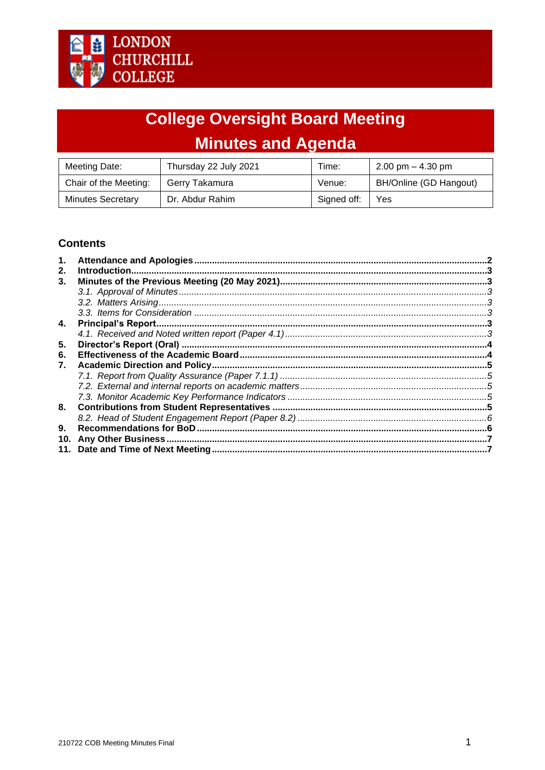LONDON CHURCHILL COLLEGE

# College Oversight Board Meeting
# Minutes and Agenda

| Meeting Date: | Thursday 22 July 2021 | Time: | 2.00 pm – 4.30 pm |
|---|---|---|---|
| Chair of the Meeting: | Gerry Takamura | Venue: | BH/Online (GD Hangout) |
| Minutes Secretary | Dr. Abdur Rahim | Signed off: | Yes |

## Contents

1. **Attendance and Apologies** ..... 2
2. **Introduction** ..... 3
3. **Minutes of the Previous Meeting (20 May 2021)** ..... 3
   - *3.1. Approval of Minutes* ..... 3
   - *3.2. Matters Arising* ..... 3
   - *3.3. Items for Consideration* ..... 3
4. **Principal's Report** ..... 3
   - *4.1. Received and Noted written report (Paper 4.1)* ..... 3
5. **Director's Report (Oral)** ..... 4
6. **Effectiveness of the Academic Board** ..... 4
7. **Academic Direction and Policy** ..... 5
   - *7.1. Report from Quality Assurance (Paper 7.1.1)* ..... 5
   - *7.2. External and internal reports on academic matters* ..... 5
   - *7.3. Monitor Academic Key Performance Indicators* ..... 5
8. **Contributions from Student Representatives** ..... 5
   - *8.2. Head of Student Engagement Report (Paper 8.2)* ..... 6
9. **Recommendations for BoD** ..... 6
10. **Any Other Business** ..... 7
11. **Date and Time of Next Meeting** ..... 7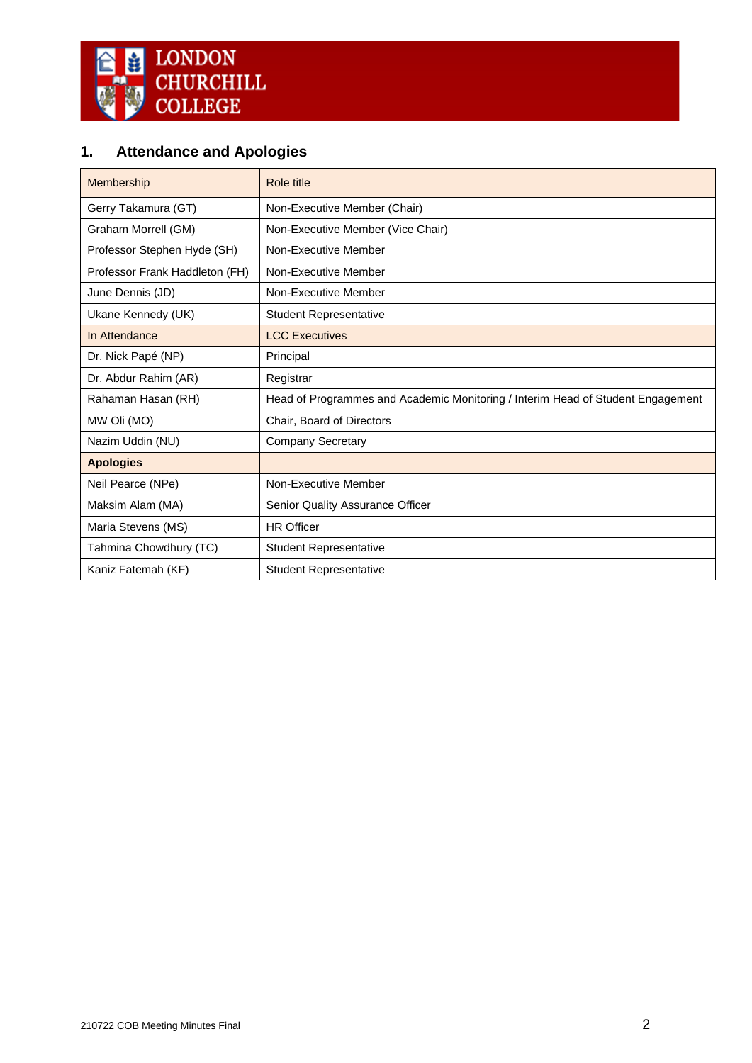## 1. Attendance and Apologies

| Membership | Role title |
|---|---|
| Gerry Takamura (GT) | Non-Executive Member (Chair) |
| Graham Morrell (GM) | Non-Executive Member (Vice Chair) |
| Professor Stephen Hyde (SH) | Non-Executive Member |
| Professor Frank Haddleton (FH) | Non-Executive Member |
| June Dennis (JD) | Non-Executive Member |
| Ukane Kennedy (UK) | Student Representative |
| In Attendance | LCC Executives |
| Dr. Nick Papé (NP) | Principal |
| Dr. Abdur Rahim (AR) | Registrar |
| Rahaman Hasan (RH) | Head of Programmes and Academic Monitoring / Interim Head of Student Engagement |
| MW Oli (MO) | Chair, Board of Directors |
| Nazim Uddin (NU) | Company Secretary |
| **Apologies** | |
| Neil Pearce (NPe) | Non-Executive Member |
| Maksim Alam (MA) | Senior Quality Assurance Officer |
| Maria Stevens (MS) | HR Officer |
| Tahmina Chowdhury (TC) | Student Representative |
| Kaniz Fatemah (KF) | Student Representative |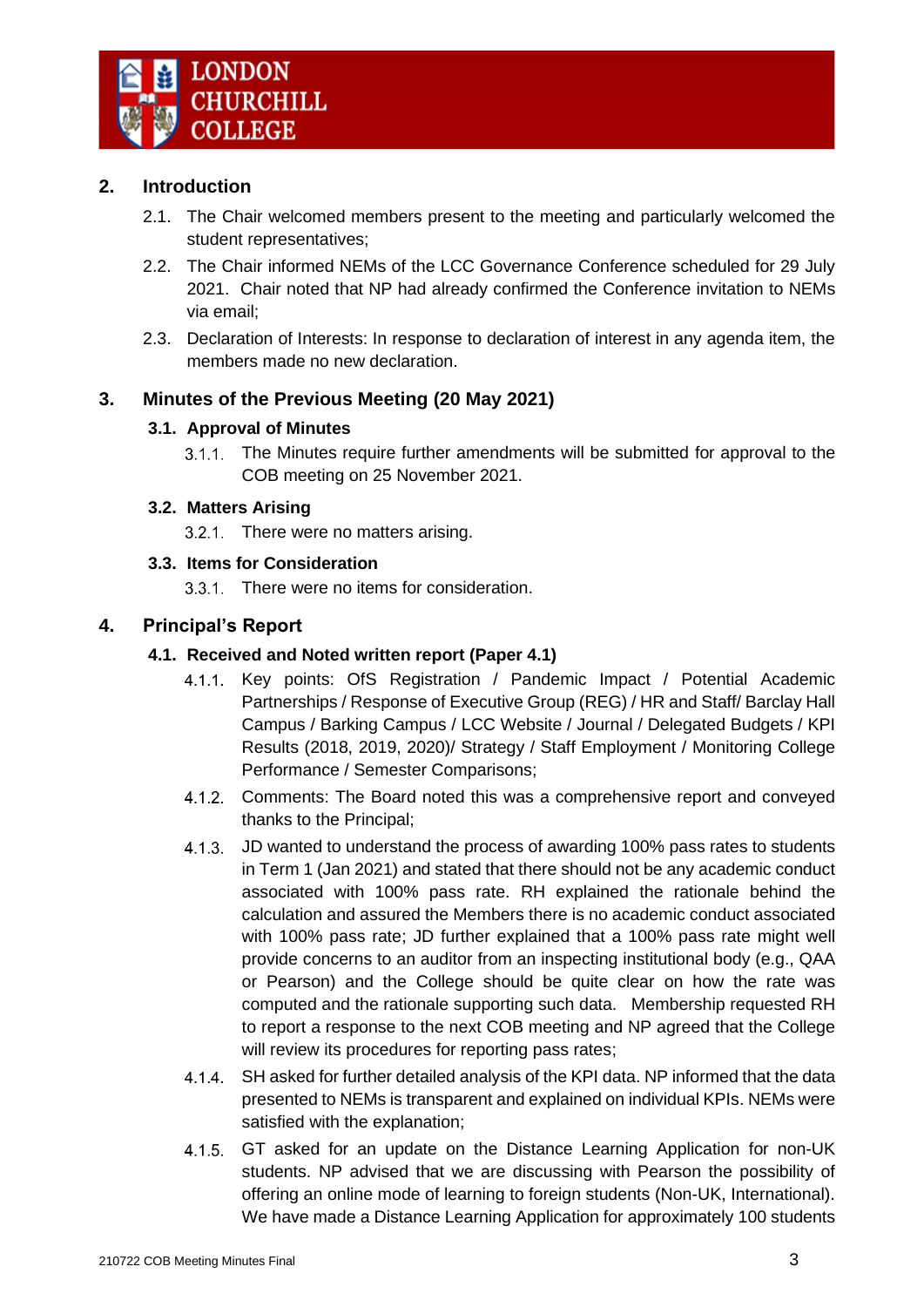## 2. Introduction

2.1. The Chair welcomed members present to the meeting and particularly welcomed the student representatives;

2.2. The Chair informed NEMs of the LCC Governance Conference scheduled for 29 July 2021. Chair noted that NP had already confirmed the Conference invitation to NEMs via email;

2.3. Declaration of Interests: In response to declaration of interest in any agenda item, the members made no new declaration.

## 3. Minutes of the Previous Meeting (20 May 2021)

### 3.1. Approval of Minutes

3.1.1. The Minutes require further amendments will be submitted for approval to the COB meeting on 25 November 2021.

### 3.2. Matters Arising

3.2.1. There were no matters arising.

### 3.3. Items for Consideration

3.3.1. There were no items for consideration.

## 4. Principal's Report

### 4.1. Received and Noted written report (Paper 4.1)

4.1.1. Key points: OfS Registration / Pandemic Impact / Potential Academic Partnerships / Response of Executive Group (REG) / HR and Staff/ Barclay Hall Campus / Barking Campus / LCC Website / Journal / Delegated Budgets / KPI Results (2018, 2019, 2020)/ Strategy / Staff Employment / Monitoring College Performance / Semester Comparisons;

4.1.2. Comments: The Board noted this was a comprehensive report and conveyed thanks to the Principal;

4.1.3. JD wanted to understand the process of awarding 100% pass rates to students in Term 1 (Jan 2021) and stated that there should not be any academic conduct associated with 100% pass rate. RH explained the rationale behind the calculation and assured the Members there is no academic conduct associated with 100% pass rate; JD further explained that a 100% pass rate might well provide concerns to an auditor from an inspecting institutional body (e.g., QAA or Pearson) and the College should be quite clear on how the rate was computed and the rationale supporting such data. Membership requested RH to report a response to the next COB meeting and NP agreed that the College will review its procedures for reporting pass rates;

4.1.4. SH asked for further detailed analysis of the KPI data. NP informed that the data presented to NEMs is transparent and explained on individual KPIs. NEMs were satisfied with the explanation;

4.1.5. GT asked for an update on the Distance Learning Application for non-UK students. NP advised that we are discussing with Pearson the possibility of offering an online mode of learning to foreign students (Non-UK, International). We have made a Distance Learning Application for approximately 100 students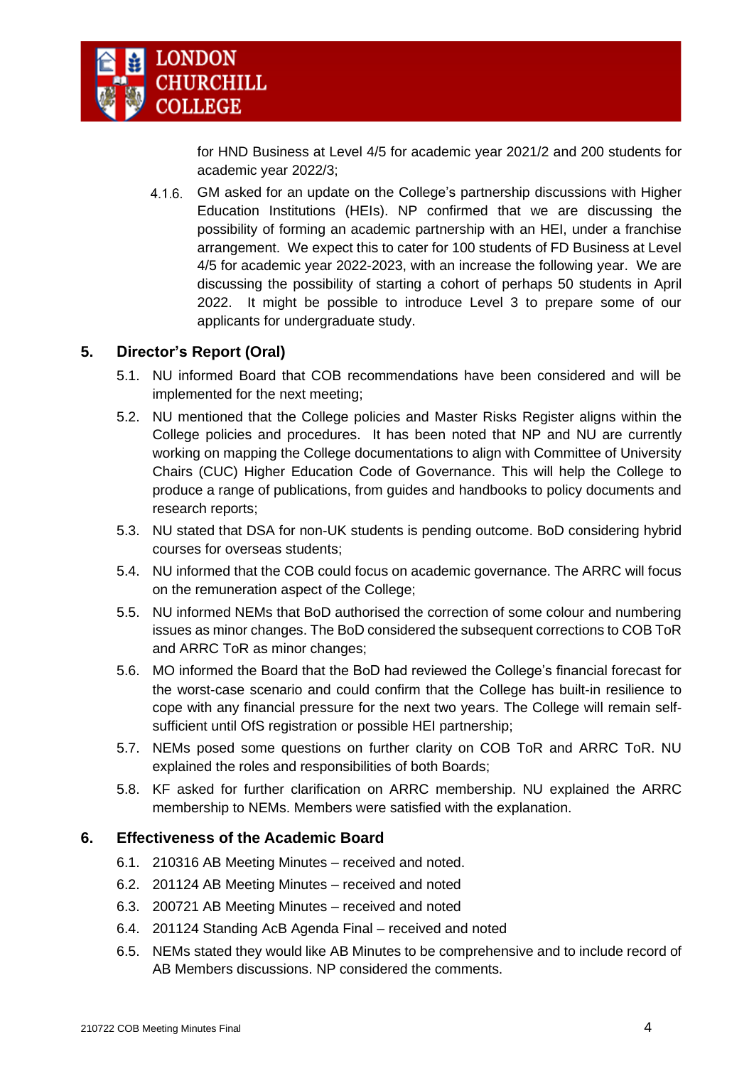for HND Business at Level 4/5 for academic year 2021/2 and 200 students for academic year 2022/3;

4.1.6. GM asked for an update on the College's partnership discussions with Higher Education Institutions (HEIs). NP confirmed that we are discussing the possibility of forming an academic partnership with an HEI, under a franchise arrangement. We expect this to cater for 100 students of FD Business at Level 4/5 for academic year 2022-2023, with an increase the following year. We are discussing the possibility of starting a cohort of perhaps 50 students in April 2022. It might be possible to introduce Level 3 to prepare some of our applicants for undergraduate study.

## 5. Director's Report (Oral)

5.1. NU informed Board that COB recommendations have been considered and will be implemented for the next meeting;

5.2. NU mentioned that the College policies and Master Risks Register aligns within the College policies and procedures. It has been noted that NP and NU are currently working on mapping the College documentations to align with Committee of University Chairs (CUC) Higher Education Code of Governance. This will help the College to produce a range of publications, from guides and handbooks to policy documents and research reports;

5.3. NU stated that DSA for non-UK students is pending outcome. BoD considering hybrid courses for overseas students;

5.4. NU informed that the COB could focus on academic governance. The ARRC will focus on the remuneration aspect of the College;

5.5. NU informed NEMs that BoD authorised the correction of some colour and numbering issues as minor changes. The BoD considered the subsequent corrections to COB ToR and ARRC ToR as minor changes;

5.6. MO informed the Board that the BoD had reviewed the College's financial forecast for the worst-case scenario and could confirm that the College has built-in resilience to cope with any financial pressure for the next two years. The College will remain self-sufficient until OfS registration or possible HEI partnership;

5.7. NEMs posed some questions on further clarity on COB ToR and ARRC ToR. NU explained the roles and responsibilities of both Boards;

5.8. KF asked for further clarification on ARRC membership. NU explained the ARRC membership to NEMs. Members were satisfied with the explanation.

## 6. Effectiveness of the Academic Board

6.1. 210316 AB Meeting Minutes – received and noted.

6.2. 201124 AB Meeting Minutes – received and noted

6.3. 200721 AB Meeting Minutes – received and noted

6.4. 201124 Standing AcB Agenda Final – received and noted

6.5. NEMs stated they would like AB Minutes to be comprehensive and to include record of AB Members discussions. NP considered the comments.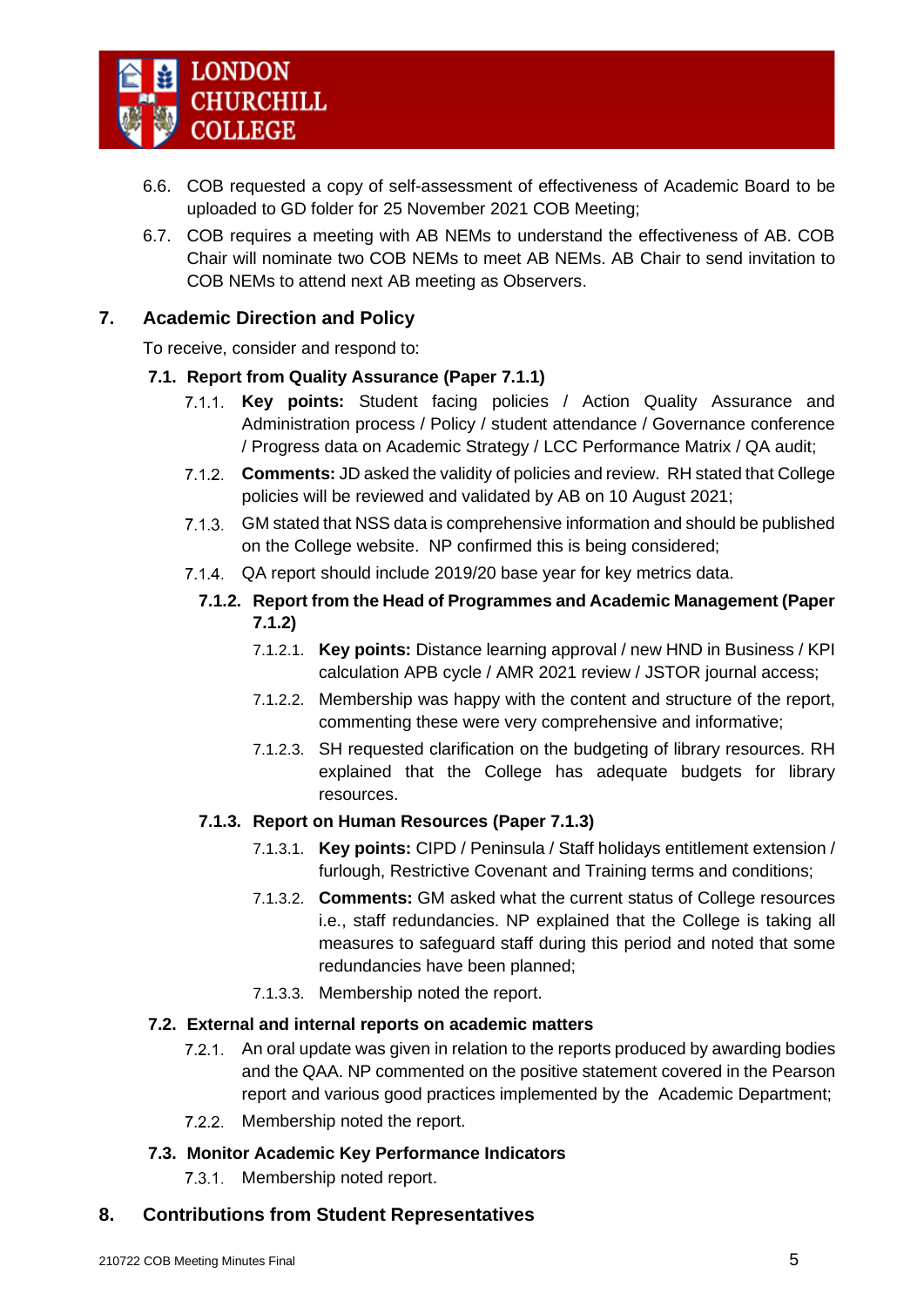6.6. COB requested a copy of self-assessment of effectiveness of Academic Board to be uploaded to GD folder for 25 November 2021 COB Meeting;

6.7. COB requires a meeting with AB NEMs to understand the effectiveness of AB. COB Chair will nominate two COB NEMs to meet AB NEMs. AB Chair to send invitation to COB NEMs to attend next AB meeting as Observers.

## 7. Academic Direction and Policy

To receive, consider and respond to:

### 7.1. Report from Quality Assurance (Paper 7.1.1)

7.1.1. **Key points:** Student facing policies / Action Quality Assurance and Administration process / Policy / student attendance / Governance conference / Progress data on Academic Strategy / LCC Performance Matrix / QA audit;

7.1.2. **Comments:** JD asked the validity of policies and review. RH stated that College policies will be reviewed and validated by AB on 10 August 2021;

7.1.3. GM stated that NSS data is comprehensive information and should be published on the College website. NP confirmed this is being considered;

7.1.4. QA report should include 2019/20 base year for key metrics data.

#### 7.1.2. Report from the Head of Programmes and Academic Management (Paper 7.1.2)

7.1.2.1. **Key points:** Distance learning approval / new HND in Business / KPI calculation APB cycle / AMR 2021 review / JSTOR journal access;

7.1.2.2. Membership was happy with the content and structure of the report, commenting these were very comprehensive and informative;

7.1.2.3. SH requested clarification on the budgeting of library resources. RH explained that the College has adequate budgets for library resources.

#### 7.1.3. Report on Human Resources (Paper 7.1.3)

7.1.3.1. **Key points:** CIPD / Peninsula / Staff holidays entitlement extension / furlough, Restrictive Covenant and Training terms and conditions;

7.1.3.2. **Comments:** GM asked what the current status of College resources i.e., staff redundancies. NP explained that the College is taking all measures to safeguard staff during this period and noted that some redundancies have been planned;

7.1.3.3. Membership noted the report.

### 7.2. External and internal reports on academic matters

7.2.1. An oral update was given in relation to the reports produced by awarding bodies and the QAA. NP commented on the positive statement covered in the Pearson report and various good practices implemented by the Academic Department;

7.2.2. Membership noted the report.

### 7.3. Monitor Academic Key Performance Indicators

7.3.1. Membership noted report.

## 8. Contributions from Student Representatives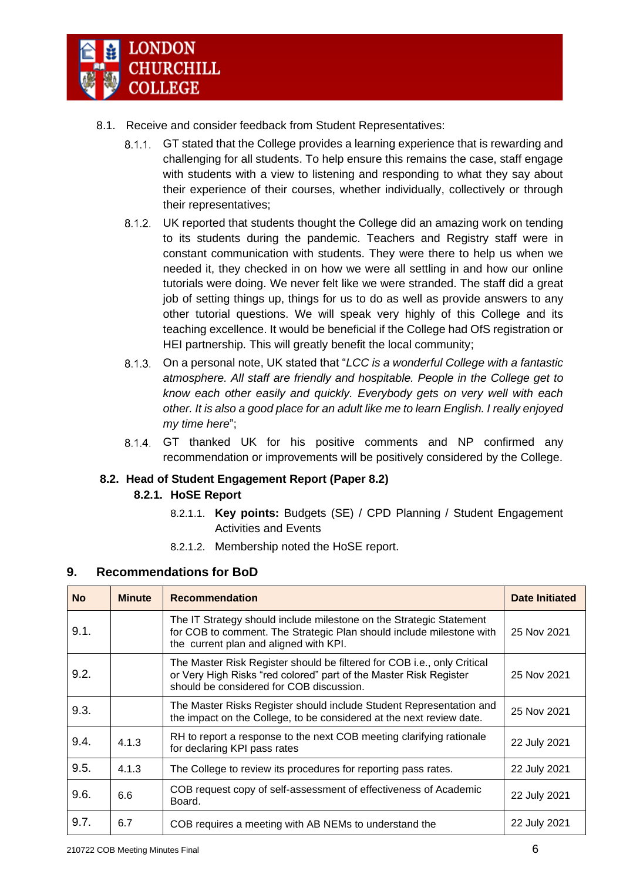8.1. Receive and consider feedback from Student Representatives:

8.1.1. GT stated that the College provides a learning experience that is rewarding and challenging for all students. To help ensure this remains the case, staff engage with students with a view to listening and responding to what they say about their experience of their courses, whether individually, collectively or through their representatives;

8.1.2. UK reported that students thought the College did an amazing work on tending to its students during the pandemic. Teachers and Registry staff were in constant communication with students. They were there to help us when we needed it, they checked in on how we were all settling in and how our online tutorials were doing. We never felt like we were stranded. The staff did a great job of setting things up, things for us to do as well as provide answers to any other tutorial questions. We will speak very highly of this College and its teaching excellence. It would be beneficial if the College had OfS registration or HEI partnership. This will greatly benefit the local community;

8.1.3. On a personal note, UK stated that "*LCC is a wonderful College with a fantastic atmosphere. All staff are friendly and hospitable. People in the College get to know each other easily and quickly. Everybody gets on very well with each other. It is also a good place for an adult like me to learn English. I really enjoyed my time here*";

8.1.4. GT thanked UK for his positive comments and NP confirmed any recommendation or improvements will be positively considered by the College.

**8.2. Head of Student Engagement Report (Paper 8.2)**

**8.2.1. HoSE Report**

8.2.1.1. **Key points:** Budgets (SE) / CPD Planning / Student Engagement Activities and Events

8.2.1.2. Membership noted the HoSE report.

## 9. Recommendations for BoD

| No | Minute | Recommendation | Date Initiated |
|---|---|---|---|
| 9.1. | | The IT Strategy should include milestone on the Strategic Statement for COB to comment. The Strategic Plan should include milestone with the current plan and aligned with KPI. | 25 Nov 2021 |
| 9.2. | | The Master Risk Register should be filtered for COB i.e., only Critical or Very High Risks "red colored" part of the Master Risk Register should be considered for COB discussion. | 25 Nov 2021 |
| 9.3. | | The Master Risks Register should include Student Representation and the impact on the College, to be considered at the next review date. | 25 Nov 2021 |
| 9.4. | 4.1.3 | RH to report a response to the next COB meeting clarifying rationale for declaring KPI pass rates | 22 July 2021 |
| 9.5. | 4.1.3 | The College to review its procedures for reporting pass rates. | 22 July 2021 |
| 9.6. | 6.6 | COB request copy of self-assessment of effectiveness of Academic Board. | 22 July 2021 |
| 9.7. | 6.7 | COB requires a meeting with AB NEMs to understand the | 22 July 2021 |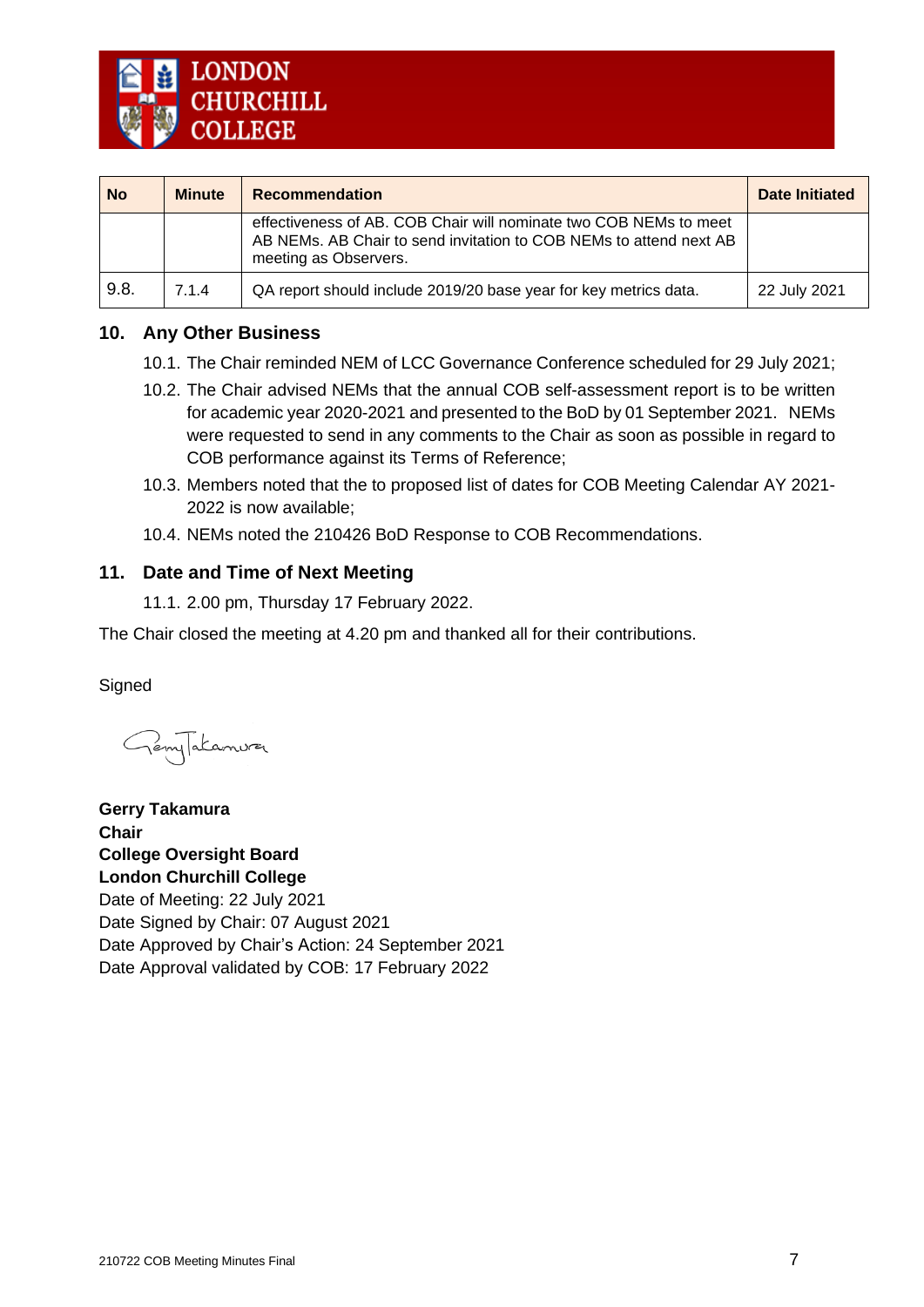| No | Minute | Recommendation | Date Initiated |
|---|---|---|---|
| | | effectiveness of AB. COB Chair will nominate two COB NEMs to meet AB NEMs. AB Chair to send invitation to COB NEMs to attend next AB meeting as Observers. | |
| 9.8. | 7.1.4 | QA report should include 2019/20 base year for key metrics data. | 22 July 2021 |

## 10. Any Other Business

10.1. The Chair reminded NEM of LCC Governance Conference scheduled for 29 July 2021;

10.2. The Chair advised NEMs that the annual COB self-assessment report is to be written for academic year 2020-2021 and presented to the BoD by 01 September 2021. NEMs were requested to send in any comments to the Chair as soon as possible in regard to COB performance against its Terms of Reference;

10.3. Members noted that the to proposed list of dates for COB Meeting Calendar AY 2021-2022 is now available;

10.4. NEMs noted the 210426 BoD Response to COB Recommendations.

## 11. Date and Time of Next Meeting

11.1. 2.00 pm, Thursday 17 February 2022.

The Chair closed the meeting at 4.20 pm and thanked all for their contributions.

Signed

**Gerry Takamura**
**Chair**
**College Oversight Board**
**London Churchill College**
Date of Meeting: 22 July 2021
Date Signed by Chair: 07 August 2021
Date Approved by Chair's Action: 24 September 2021
Date Approval validated by COB: 17 February 2022